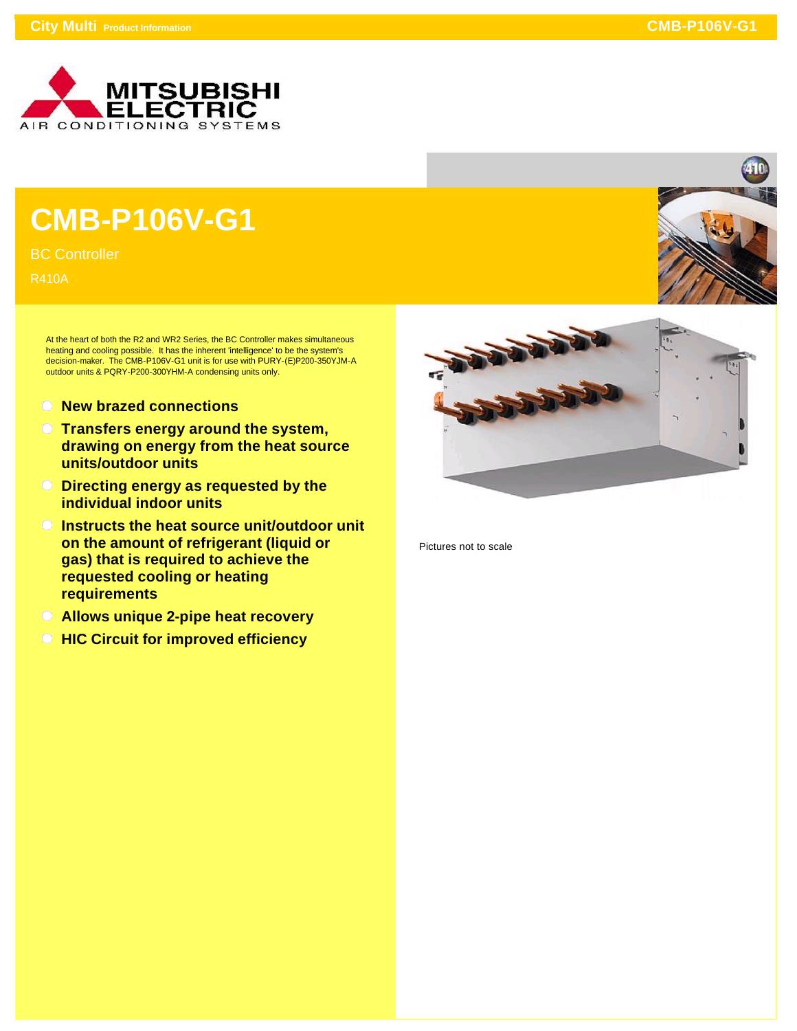# CMB-P106V-G1

BC Controller

R410A

At the heart of both the R2 and WR2 Series, the BC Controller makes simultaneous heating and cooling possible. It has the inherent 'intelligence' to be the system's decision-maker. The CMB-P106V-G1 unit is for use with PURY-(E)P200-350YJM-A outdoor units & PQRY-P200-300YHM-A condensing units only.

- **New brazed connections**
- **Transfers energy around the system, drawing on energy from the heat source units/outdoor units**
- **Directing energy as requested by the individual indoor units**
- **Instructs the heat source unit/outdoor unit on the amount of refrigerant (liquid or gas) that is required to achieve the requested cooling or heating requirements**
- **Allows unique 2-pipe heat recovery**
- **HIC Circuit for improved efficiency**

Pictures not to scale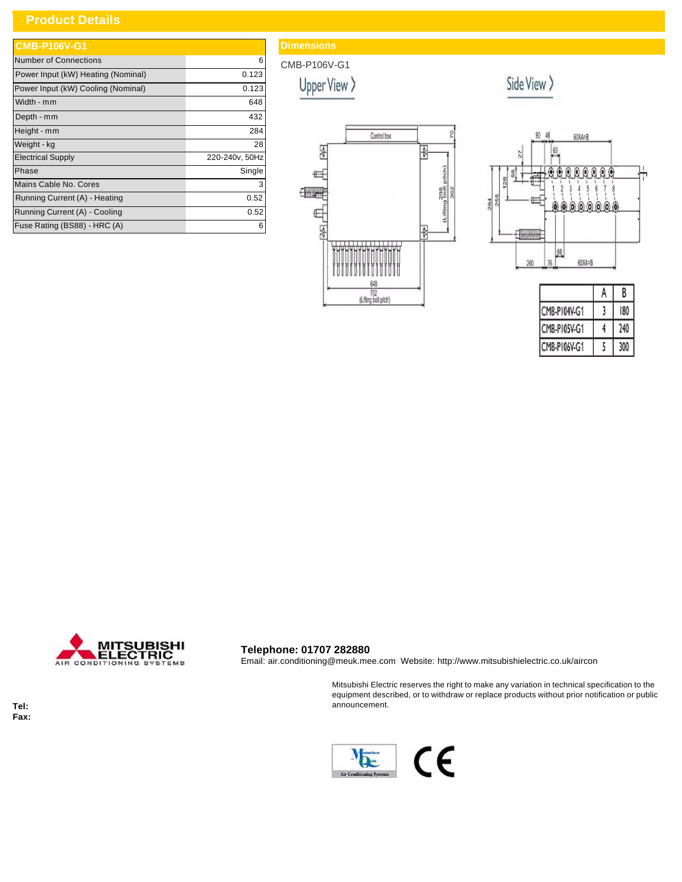## Product Details

| CMB-P106V-G1 | |
|---|---|
| Number of Connections | 6 |
| Power Input (kW) Heating (Nominal) | 0.123 |
| Power Input (kW) Cooling (Nominal) | 0.123 |
| Width - mm | 648 |
| Depth - mm | 432 |
| Height - mm | 284 |
| Weight - kg | 28 |
| Electrical Supply | 220-240v, 50Hz |
| Phase | Single |
| Mains Cable No. Cores | 3 |
| Running Current (A) - Heating | 0.52 |
| Running Current (A) - Cooling | 0.52 |
| Fuse Rating (BS88) - HRC (A) | 6 |

### Dimensions

CMB-P106V-G1

Upper View

Control box

70

298 (Lifting bolt pitch)

362

648

702 (Lifting bolt pitch)

Side View

90 46 60XA=B

60

27

58

128

255

284

1 2 3 4 5 6 7 8

200 76 60

60XA=B

| | A | B |
|---|---|---|
| CMB-P104V-G1 | 3 | 180 |
| CMB-P105V-G1 | 4 | 240 |
| CMB-P106V-G1 | 5 | 300 |

MITSUBISHI ELECTRIC
AIR CONDITIONING SYSTEMS

**Telephone: 01707 282880**
Email: air.conditioning@meuk.mee.com Website: http://www.mitsubishielectric.co.uk/aircon

Mitsubishi Electric reserves the right to make any variation in technical specification to the equipment described, or to withdraw or replace products without prior notification or public announcement.

**Tel:**
**Fax:**

Air Conditioning Systems

CE